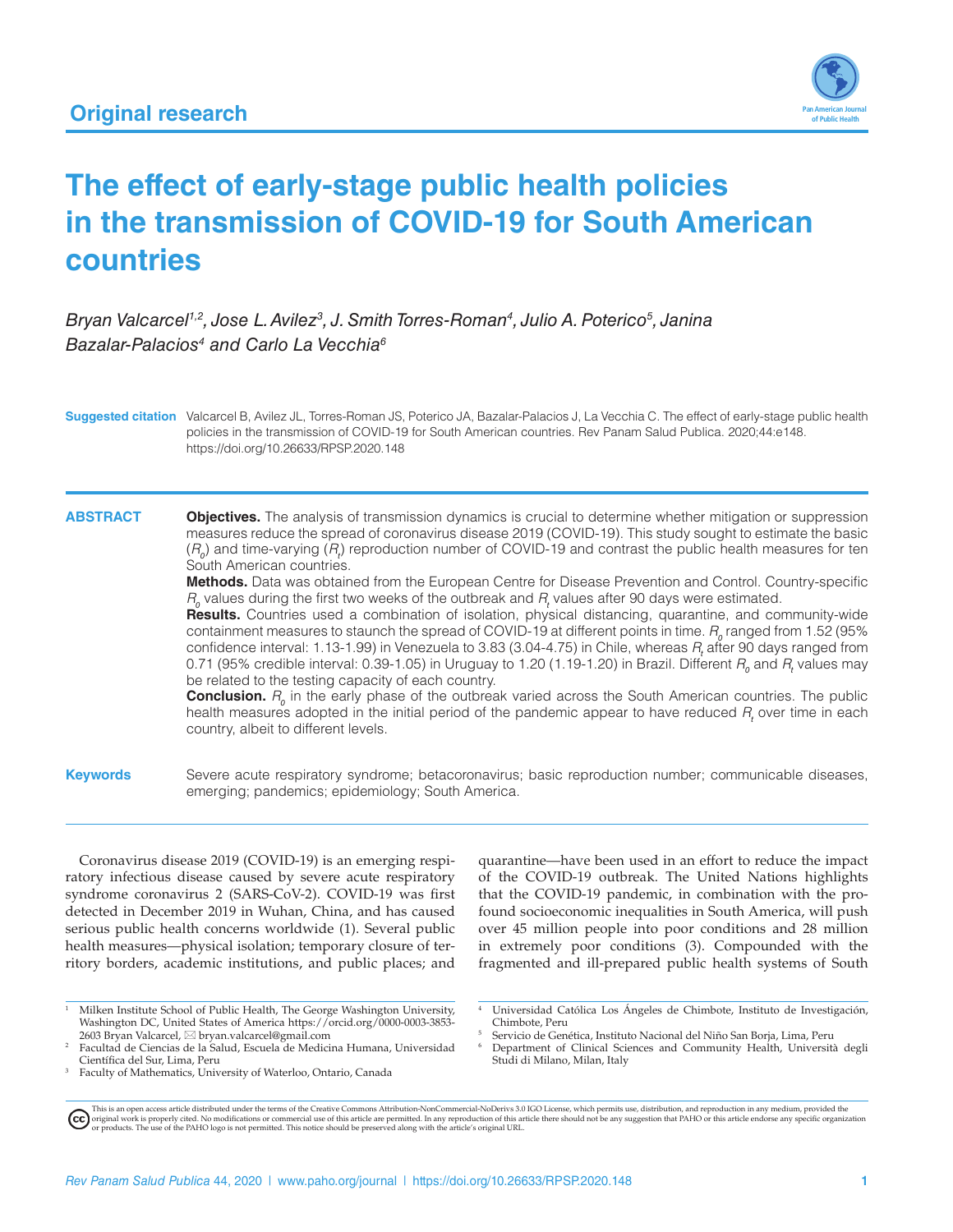Original research

# The effect of early-stage public health policies in the transmission of COVID-19 for South American countries

*Bryan Valcarcel[1,2], Jose L. Avilez[3], J. Smith Torres-Roman[4], Julio A. Poterico[5], Janina Bazalar-Palacios[4] and Carlo La Vecchia[6]*

**Suggested citation** Valcarcel B, Avilez JL, Torres-Roman JS, Poterico JA, Bazalar-Palacios J, La Vecchia C. The effect of early-stage public health policies in the transmission of COVID-19 for South American countries. Rev Panam Salud Publica. 2020;44:e148. https://doi.org/10.26633/RPSP.2020.148

## ABSTRACT

**Objectives.** The analysis of transmission dynamics is crucial to determine whether mitigation or suppression measures reduce the spread of coronavirus disease 2019 (COVID-19). This study sought to estimate the basic ($R_0$) and time-varying ($R_t$) reproduction number of COVID-19 and contrast the public health measures for ten South American countries.

**Methods.** Data was obtained from the European Centre for Disease Prevention and Control. Country-specific $R_0$ values during the first two weeks of the outbreak and $R_t$ values after 90 days were estimated.

**Results.** Countries used a combination of isolation, physical distancing, quarantine, and community-wide containment measures to staunch the spread of COVID-19 at different points in time. $R_0$ ranged from 1.52 (95% confidence interval: 1.13-1.99) in Venezuela to 3.83 (3.04-4.75) in Chile, whereas $R_t$ after 90 days ranged from 0.71 (95% credible interval: 0.39-1.05) in Uruguay to 1.20 (1.19-1.20) in Brazil. Different $R_0$ and $R_t$ values may be related to the testing capacity of each country.

**Conclusion.** $R_0$ in the early phase of the outbreak varied across the South American countries. The public health measures adopted in the initial period of the pandemic appear to have reduced $R_t$ over time in each country, albeit to different levels.

**Keywords** Severe acute respiratory syndrome; betacoronavirus; basic reproduction number; communicable diseases, emerging; pandemics; epidemiology; South America.

---

Coronavirus disease 2019 (COVID-19) is an emerging respiratory infectious disease caused by severe acute respiratory syndrome coronavirus 2 (SARS-CoV-2). COVID-19 was first detected in December 2019 in Wuhan, China, and has caused serious public health concerns worldwide (1). Several public health measures—physical isolation; temporary closure of territory borders, academic institutions, and public places; and quarantine—have been used in an effort to reduce the impact of the COVID-19 outbreak. The United Nations highlights that the COVID-19 pandemic, in combination with the profound socioeconomic inequalities in South America, will push over 45 million people into poor conditions and 28 million in extremely poor conditions (3). Compounded with the fragmented and ill-prepared public health systems of South

---

[1] Milken Institute School of Public Health, The George Washington University, Washington DC, United States of America https://orcid.org/0000-0003-3853-2603 Bryan Valcarcel, ✉ bryan.valcarcel@gmail.com

[2] Facultad de Ciencias de la Salud, Escuela de Medicina Humana, Universidad Científica del Sur, Lima, Peru

[3] Faculty of Mathematics, University of Waterloo, Ontario, Canada

[4] Universidad Católica Los Ángeles de Chimbote, Instituto de Investigación, Chimbote, Peru

[5] Servicio de Genética, Instituto Nacional del Niño San Borja, Lima, Peru

[6] Department of Clinical Sciences and Community Health, Università degli Studi di Milano, Milan, Italy

This is an open access article distributed under the terms of the Creative Commons Attribution-NonCommercial-NoDerivs 3.0 IGO License, which permits use, distribution, and reproduction in any medium, provided the original work is properly cited. No modifications or commercial use of this article are permitted. In any reproduction of this article there should not be any suggestion that PAHO or this article endorse any specific organization or products. The use of the PAHO logo is not permitted. This notice should be preserved along with the article's original URL.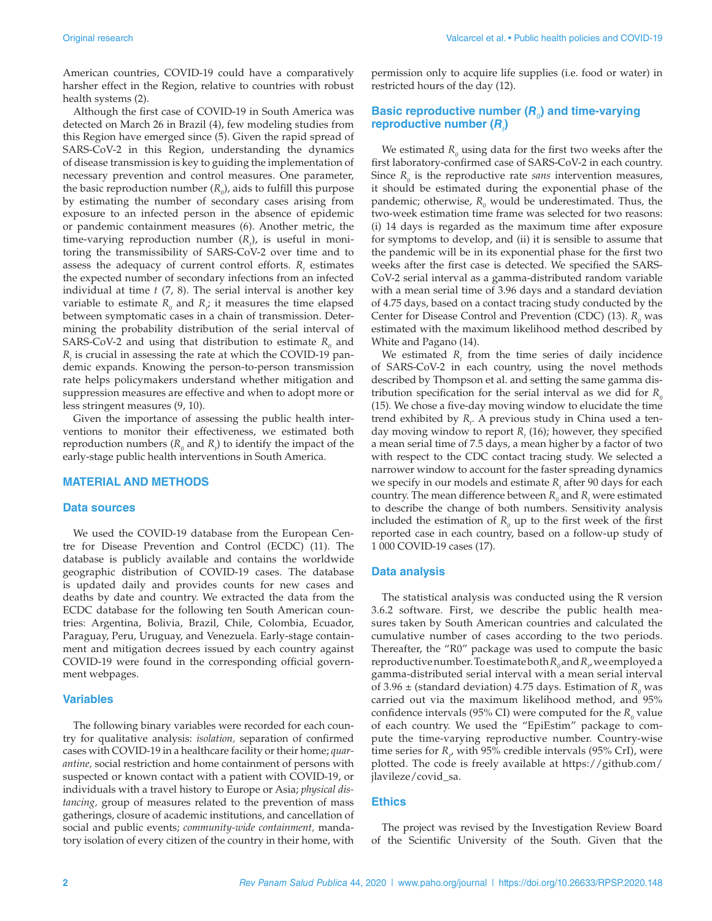American countries, COVID-19 could have a comparatively harsher effect in the Region, relative to countries with robust health systems (2).

Although the first case of COVID-19 in South America was detected on March 26 in Brazil (4), few modeling studies from this Region have emerged since (5). Given the rapid spread of SARS-CoV-2 in this Region, understanding the dynamics of disease transmission is key to guiding the implementation of necessary prevention and control measures. One parameter, the basic reproduction number ($R_0$), aids to fulfill this purpose by estimating the number of secondary cases arising from exposure to an infected person in the absence of epidemic or pandemic containment measures (6). Another metric, the time-varying reproduction number ($R_t$), is useful in monitoring the transmissibility of SARS-CoV-2 over time and to assess the adequacy of current control efforts. $R_t$ estimates the expected number of secondary infections from an infected individual at time $t$ (7, 8). The serial interval is another key variable to estimate $R_0$ and $R_t$; it measures the time elapsed between symptomatic cases in a chain of transmission. Determining the probability distribution of the serial interval of SARS-CoV-2 and using that distribution to estimate $R_0$ and $R_t$ is crucial in assessing the rate at which the COVID-19 pandemic expands. Knowing the person-to-person transmission rate helps policymakers understand whether mitigation and suppression measures are effective and when to adopt more or less stringent measures (9, 10).

Given the importance of assessing the public health interventions to monitor their effectiveness, we estimated both reproduction numbers ($R_0$ and $R_t$) to identify the impact of the early-stage public health interventions in South America.

## MATERIAL AND METHODS

### Data sources

We used the COVID-19 database from the European Centre for Disease Prevention and Control (ECDC) (11). The database is publicly available and contains the worldwide geographic distribution of COVID-19 cases. The database is updated daily and provides counts for new cases and deaths by date and country. We extracted the data from the ECDC database for the following ten South American countries: Argentina, Bolivia, Brazil, Chile, Colombia, Ecuador, Paraguay, Peru, Uruguay, and Venezuela. Early-stage containment and mitigation decrees issued by each country against COVID-19 were found in the corresponding official government webpages.

### Variables

The following binary variables were recorded for each country for qualitative analysis: *isolation,* separation of confirmed cases with COVID-19 in a healthcare facility or their home; *quarantine,* social restriction and home containment of persons with suspected or known contact with a patient with COVID-19, or individuals with a travel history to Europe or Asia; *physical distancing,* group of measures related to the prevention of mass gatherings, closure of academic institutions, and cancellation of social and public events; *community-wide containment,* mandatory isolation of every citizen of the country in their home, with permission only to acquire life supplies (i.e. food or water) in restricted hours of the day (12).

### Basic reproductive number ($R_0$) and time-varying reproductive number ($R_t$)

We estimated $R_0$ using data for the first two weeks after the first laboratory-confirmed case of SARS-CoV-2 in each country. Since $R_0$ is the reproductive rate *sans* intervention measures, it should be estimated during the exponential phase of the pandemic; otherwise, $R_0$ would be underestimated. Thus, the two-week estimation time frame was selected for two reasons: (i) 14 days is regarded as the maximum time after exposure for symptoms to develop, and (ii) it is sensible to assume that the pandemic will be in its exponential phase for the first two weeks after the first case is detected. We specified the SARS-CoV-2 serial interval as a gamma-distributed random variable with a mean serial time of 3.96 days and a standard deviation of 4.75 days, based on a contact tracing study conducted by the Center for Disease Control and Prevention (CDC) (13). $R_0$ was estimated with the maximum likelihood method described by White and Pagano (14).

We estimated $R_t$ from the time series of daily incidence of SARS-CoV-2 in each country, using the novel methods described by Thompson et al. and setting the same gamma distribution specification for the serial interval as we did for $R_0$ (15). We chose a five-day moving window to elucidate the time trend exhibited by $R_t$. A previous study in China used a ten-day moving window to report $R_t$ (16); however, they specified a mean serial time of 7.5 days, a mean higher by a factor of two with respect to the CDC contact tracing study. We selected a narrower window to account for the faster spreading dynamics we specify in our models and estimate $R_t$ after 90 days for each country. The mean difference between $R_0$ and $R_t$ were estimated to describe the change of both numbers. Sensitivity analysis included the estimation of $R_0$ up to the first week of the first reported case in each country, based on a follow-up study of 1 000 COVID-19 cases (17).

### Data analysis

The statistical analysis was conducted using the R version 3.6.2 software. First, we describe the public health measures taken by South American countries and calculated the cumulative number of cases according to the two periods. Thereafter, the "R0" package was used to compute the basic reproductive number. To estimate both $R_0$ and $R_t$, we employed a gamma-distributed serial interval with a mean serial interval of 3.96 ± (standard deviation) 4.75 days. Estimation of $R_0$ was carried out via the maximum likelihood method, and 95% confidence intervals (95% CI) were computed for the $R_0$ value of each country. We used the "EpiEstim" package to compute the time-varying reproductive number. Country-wise time series for $R_t$, with 95% credible intervals (95% CrI), were plotted. The code is freely available at https://github.com/jlavileze/covid_sa.

### Ethics

The project was revised by the Investigation Review Board of the Scientific University of the South. Given that the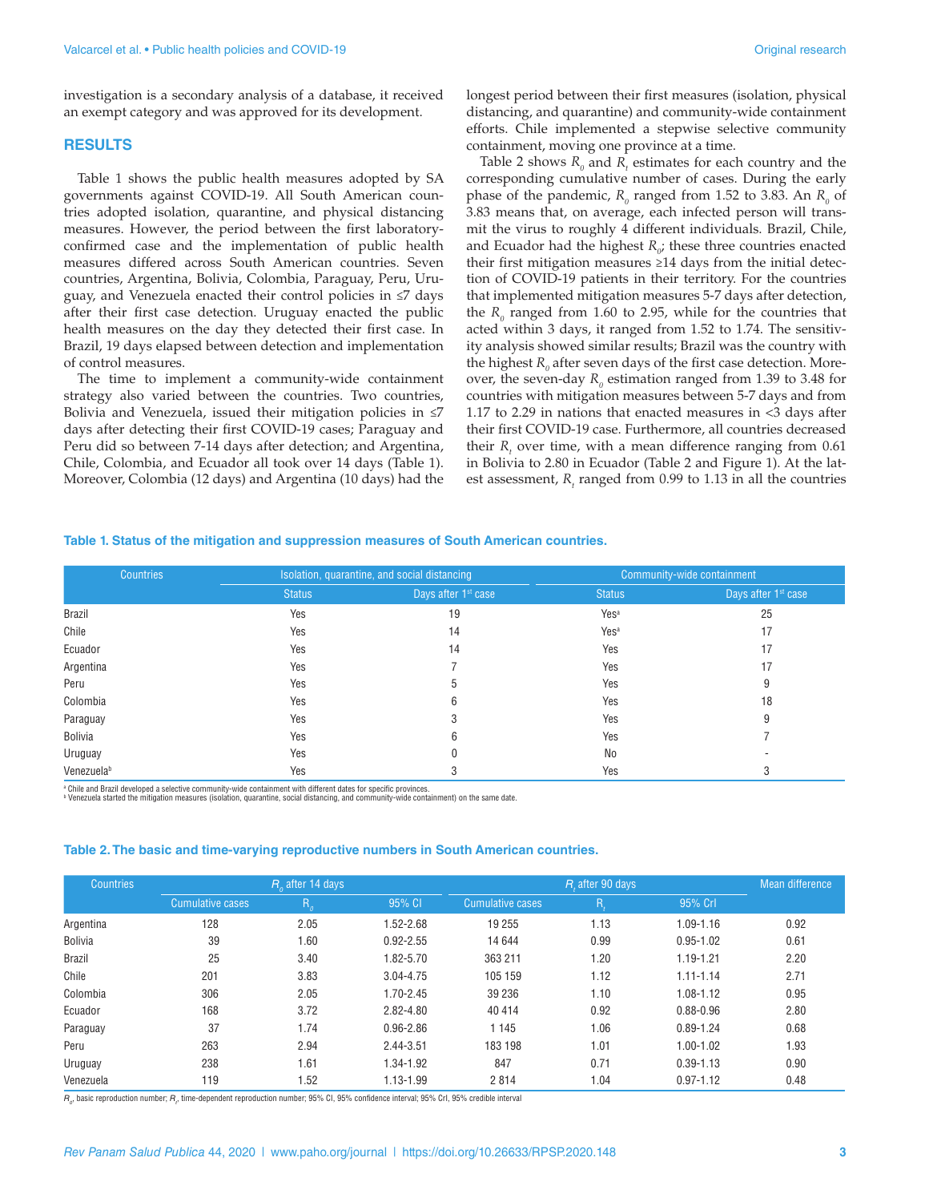investigation is a secondary analysis of a database, it received an exempt category and was approved for its development.

## RESULTS

Table 1 shows the public health measures adopted by SA governments against COVID-19. All South American countries adopted isolation, quarantine, and physical distancing measures. However, the period between the first laboratory-confirmed case and the implementation of public health measures differed across South American countries. Seven countries, Argentina, Bolivia, Colombia, Paraguay, Peru, Uruguay, and Venezuela enacted their control policies in ≤7 days after their first case detection. Uruguay enacted the public health measures on the day they detected their first case. In Brazil, 19 days elapsed between detection and implementation of control measures.

The time to implement a community-wide containment strategy also varied between the countries. Two countries, Bolivia and Venezuela, issued their mitigation policies in ≤7 days after detecting their first COVID-19 cases; Paraguay and Peru did so between 7-14 days after detection; and Argentina, Chile, Colombia, and Ecuador all took over 14 days (Table 1). Moreover, Colombia (12 days) and Argentina (10 days) had the longest period between their first measures (isolation, physical distancing, and quarantine) and community-wide containment efforts. Chile implemented a stepwise selective community containment, moving one province at a time.

Table 2 shows $R_0$ and $R_t$ estimates for each country and the corresponding cumulative number of cases. During the early phase of the pandemic, $R_0$ ranged from 1.52 to 3.83. An $R_0$ of 3.83 means that, on average, each infected person will transmit the virus to roughly 4 different individuals. Brazil, Chile, and Ecuador had the highest $R_0$; these three countries enacted their first mitigation measures ≥14 days from the initial detection of COVID-19 patients in their territory. For the countries that implemented mitigation measures 5-7 days after detection, the $R_0$ ranged from 1.60 to 2.95, while for the countries that acted within 3 days, it ranged from 1.52 to 1.74. The sensitivity analysis showed similar results; Brazil was the country with the highest $R_0$ after seven days of the first case detection. Moreover, the seven-day $R_0$ estimation ranged from 1.39 to 3.48 for countries with mitigation measures between 5-7 days and from 1.17 to 2.29 in nations that enacted measures in <3 days after their first COVID-19 case. Furthermore, all countries decreased their $R_t$ over time, with a mean difference ranging from 0.61 in Bolivia to 2.80 in Ecuador (Table 2 and Figure 1). At the latest assessment, $R_t$ ranged from 0.99 to 1.13 in all the countries

**Table 1. Status of the mitigation and suppression measures of South American countries.**

| Countries | Isolation, quarantine, and social distancing | | Community-wide containment | |
|---|---|---|---|---|
| | Status | Days after 1st case | Status | Days after 1st case |
| Brazil | Yes | 19 | Yes[a] | 25 |
| Chile | Yes | 14 | Yes[a] | 17 |
| Ecuador | Yes | 14 | Yes | 17 |
| Argentina | Yes | 7 | Yes | 17 |
| Peru | Yes | 5 | Yes | 9 |
| Colombia | Yes | 6 | Yes | 18 |
| Paraguay | Yes | 3 | Yes | 9 |
| Bolivia | Yes | 6 | Yes | 7 |
| Uruguay | Yes | 0 | No | - |
| Venezuela[b] | Yes | 3 | Yes | 3 |

[a] Chile and Brazil developed a selective community-wide containment with different dates for specific provinces.
[b] Venezuela started the mitigation measures (isolation, quarantine, social distancing, and community-wide containment) on the same date.

**Table 2. The basic and time-varying reproductive numbers in South American countries.**

| Countries | $R_0$ after 14 days | | | $R_t$ after 90 days | | | Mean difference |
|---|---|---|---|---|---|---|---|
| | Cumulative cases | $R_0$ | 95% CI | Cumulative cases | $R_t$ | 95% CrI | |
| Argentina | 128 | 2.05 | 1.52-2.68 | 19 255 | 1.13 | 1.09-1.16 | 0.92 |
| Bolivia | 39 | 1.60 | 0.92-2.55 | 14 644 | 0.99 | 0.95-1.02 | 0.61 |
| Brazil | 25 | 3.40 | 1.82-5.70 | 363 211 | 1.20 | 1.19-1.21 | 2.20 |
| Chile | 201 | 3.83 | 3.04-4.75 | 105 159 | 1.12 | 1.11-1.14 | 2.71 |
| Colombia | 306 | 2.05 | 1.70-2.45 | 39 236 | 1.10 | 1.08-1.12 | 0.95 |
| Ecuador | 168 | 3.72 | 2.82-4.80 | 40 414 | 0.92 | 0.88-0.96 | 2.80 |
| Paraguay | 37 | 1.74 | 0.96-2.86 | 1 145 | 1.06 | 0.89-1.24 | 0.68 |
| Peru | 263 | 2.94 | 2.44-3.51 | 183 198 | 1.01 | 1.00-1.02 | 1.93 |
| Uruguay | 238 | 1.61 | 1.34-1.92 | 847 | 0.71 | 0.39-1.13 | 0.90 |
| Venezuela | 119 | 1.52 | 1.13-1.99 | 2 814 | 1.04 | 0.97-1.12 | 0.48 |

$R_0$, basic reproduction number; $R_t$, time-dependent reproduction number; 95% CI, 95% confidence interval; 95% CrI, 95% credible interval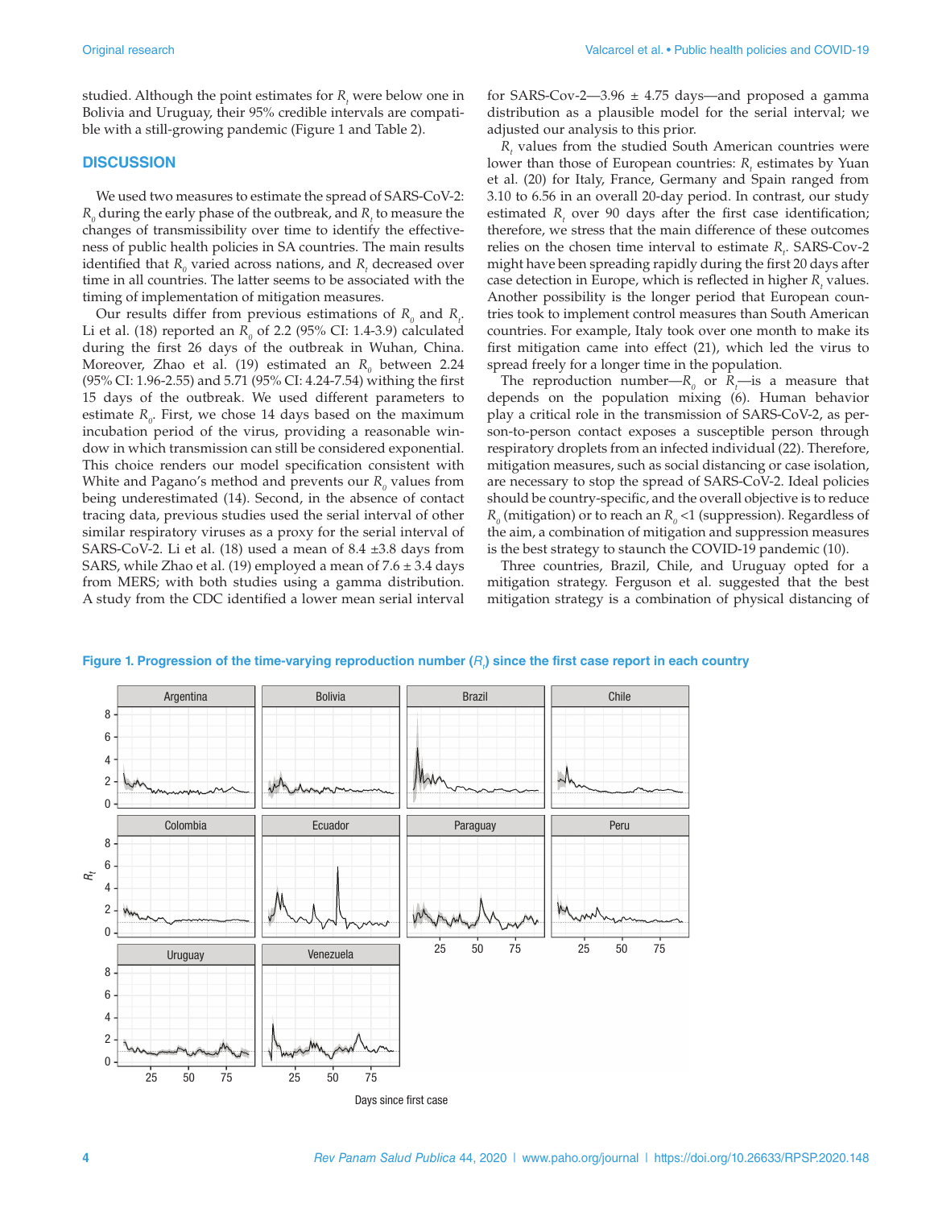studied. Although the point estimates for $R_t$ were below one in Bolivia and Uruguay, their 95% credible intervals are compatible with a still-growing pandemic (Figure 1 and Table 2).

## DISCUSSION

We used two measures to estimate the spread of SARS-CoV-2: $R_0$ during the early phase of the outbreak, and $R_t$ to measure the changes of transmissibility over time to identify the effectiveness of public health policies in SA countries. The main results identified that $R_0$ varied across nations, and $R_t$ decreased over time in all countries. The latter seems to be associated with the timing of implementation of mitigation measures.

Our results differ from previous estimations of $R_0$ and $R_t$. Li et al. (18) reported an $R_0$ of 2.2 (95% CI: 1.4-3.9) calculated during the first 26 days of the outbreak in Wuhan, China. Moreover, Zhao et al. (19) estimated an $R_0$ between 2.24 (95% CI: 1.96-2.55) and 5.71 (95% CI: 4.24-7.54) withing the first 15 days of the outbreak. We used different parameters to estimate $R_0$. First, we chose 14 days based on the maximum incubation period of the virus, providing a reasonable window in which transmission can still be considered exponential. This choice renders our model specification consistent with White and Pagano's method and prevents our $R_0$ values from being underestimated (14). Second, in the absence of contact tracing data, previous studies used the serial interval of other similar respiratory viruses as a proxy for the serial interval of SARS-CoV-2. Li et al. (18) used a mean of 8.4 ±3.8 days from SARS, while Zhao et al. (19) employed a mean of 7.6 ± 3.4 days from MERS; with both studies using a gamma distribution. A study from the CDC identified a lower mean serial interval for SARS-Cov-2—3.96 ± 4.75 days—and proposed a gamma distribution as a plausible model for the serial interval; we adjusted our analysis to this prior.

$R_t$ values from the studied South American countries were lower than those of European countries: $R_t$ estimates by Yuan et al. (20) for Italy, France, Germany and Spain ranged from 3.10 to 6.56 in an overall 20-day period. In contrast, our study estimated $R_t$ over 90 days after the first case identification; therefore, we stress that the main difference of these outcomes relies on the chosen time interval to estimate $R_t$. SARS-Cov-2 might have been spreading rapidly during the first 20 days after case detection in Europe, which is reflected in higher $R_t$ values. Another possibility is the longer period that European countries took to implement control measures than South American countries. For example, Italy took over one month to make its first mitigation came into effect (21), which led the virus to spread freely for a longer time in the population.

The reproduction number—$R_0$ or $R_t$—is a measure that depends on the population mixing (6). Human behavior play a critical role in the transmission of SARS-CoV-2, as person-to-person contact exposes a susceptible person through respiratory droplets from an infected individual (22). Therefore, mitigation measures, such as social distancing or case isolation, are necessary to stop the spread of SARS-CoV-2. Ideal policies should be country-specific, and the overall objective is to reduce $R_0$ (mitigation) or to reach an $R_0$ <1 (suppression). Regardless of the aim, a combination of mitigation and suppression measures is the best strategy to staunch the COVID-19 pandemic (10).

Three countries, Brazil, Chile, and Uruguay opted for a mitigation strategy. Ferguson et al. suggested that the best mitigation strategy is a combination of physical distancing of

**Figure 1. Progression of the time-varying reproduction number ($R_t$) since the first case report in each country**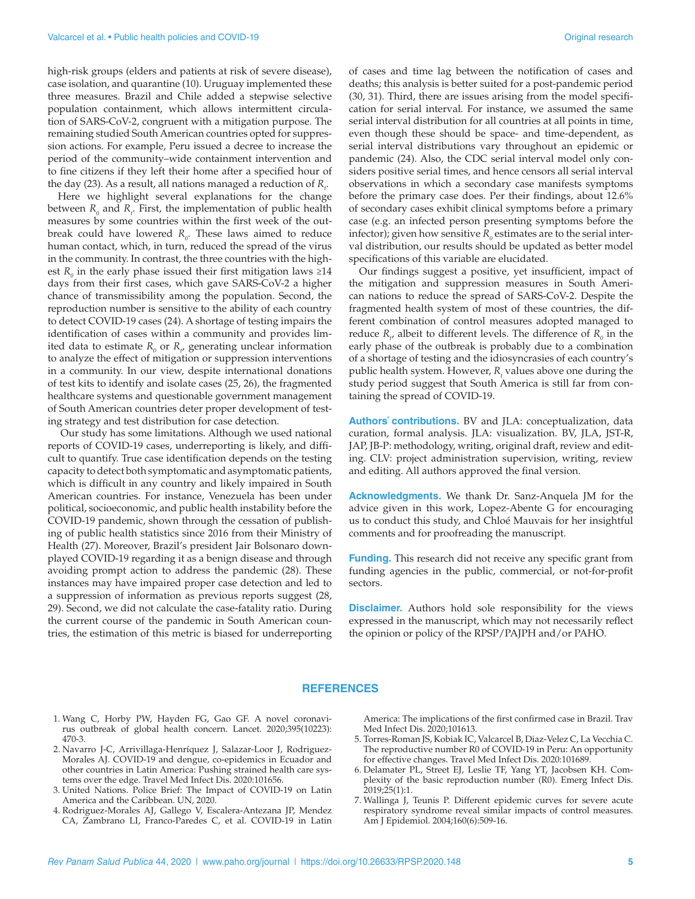high-risk groups (elders and patients at risk of severe disease), case isolation, and quarantine (10). Uruguay implemented these three measures. Brazil and Chile added a stepwise selective population containment, which allows intermittent circulation of SARS-CoV-2, congruent with a mitigation purpose. The remaining studied South American countries opted for suppression actions. For example, Peru issued a decree to increase the period of the community–wide containment intervention and to fine citizens if they left their home after a specified hour of the day (23). As a result, all nations managed a reduction of $R_t$.

Here we highlight several explanations for the change between $R_0$ and $R_t$. First, the implementation of public health measures by some countries within the first week of the outbreak could have lowered $R_0$. These laws aimed to reduce human contact, which, in turn, reduced the spread of the virus in the community. In contrast, the three countries with the highest $R_0$ in the early phase issued their first mitigation laws ≥14 days from their first cases, which gave SARS-CoV-2 a higher chance of transmissibility among the population. Second, the reproduction number is sensitive to the ability of each country to detect COVID-19 cases (24). A shortage of testing impairs the identification of cases within a community and provides limited data to estimate $R_0$ or $R_t$, generating unclear information to analyze the effect of mitigation or suppression interventions in a community. In our view, despite international donations of test kits to identify and isolate cases (25, 26), the fragmented healthcare systems and questionable government management of South American countries deter proper development of testing strategy and test distribution for case detection.

Our study has some limitations. Although we used national reports of COVID-19 cases, underreporting is likely, and difficult to quantify. True case identification depends on the testing capacity to detect both symptomatic and asymptomatic patients, which is difficult in any country and likely impaired in South American countries. For instance, Venezuela has been under political, socioeconomic, and public health instability before the COVID-19 pandemic, shown through the cessation of publishing of public health statistics since 2016 from their Ministry of Health (27). Moreover, Brazil's president Jair Bolsonaro downplayed COVID-19 regarding it as a benign disease and through avoiding prompt action to address the pandemic (28). These instances may have impaired proper case detection and led to a suppression of information as previous reports suggest (28, 29). Second, we did not calculate the case-fatality ratio. During the current course of the pandemic in South American countries, the estimation of this metric is biased for underreporting of cases and time lag between the notification of cases and deaths; this analysis is better suited for a post-pandemic period (30, 31). Third, there are issues arising from the model specification for serial interval. For instance, we assumed the same serial interval distribution for all countries at all points in time, even though these should be space- and time-dependent, as serial interval distributions vary throughout an epidemic or pandemic (24). Also, the CDC serial interval model only considers positive serial times, and hence censors all serial interval observations in which a secondary case manifests symptoms before the primary case does. Per their findings, about 12.6% of secondary cases exhibit clinical symptoms before a primary case (e.g. an infected person presenting symptoms before the infector); given how sensitive $R_0$ estimates are to the serial interval distribution, our results should be updated as better model specifications of this variable are elucidated.

Our findings suggest a positive, yet insufficient, impact of the mitigation and suppression measures in South American nations to reduce the spread of SARS-CoV-2. Despite the fragmented health system of most of these countries, the different combination of control measures adopted managed to reduce $R_t$, albeit to different levels. The difference of $R_0$ in the early phase of the outbreak is probably due to a combination of a shortage of testing and the idiosyncrasies of each country's public health system. However, $R_t$ values above one during the study period suggest that South America is still far from containing the spread of COVID-19.

**Authors´ contributions.** BV and JLA: conceptualization, data curation, formal analysis. JLA: visualization. BV, JLA, JST-R, JAP, JB-P: methodology, writing, original draft, review and editing. CLV: project administration supervision, writing, review and editing. All authors approved the final version.

**Acknowledgments.** We thank Dr. Sanz-Anquela JM for the advice given in this work, Lopez-Abente G for encouraging us to conduct this study, and Chloé Mauvais for her insightful comments and for proofreading the manuscript.

**Funding.** This research did not receive any specific grant from funding agencies in the public, commercial, or not-for-profit sectors.

**Disclaimer.** Authors hold sole responsibility for the views expressed in the manuscript, which may not necessarily reflect the opinion or policy of the RPSP/PAJPH and/or PAHO.

## REFERENCES

1. Wang C, Horby PW, Hayden FG, Gao GF. A novel coronavirus outbreak of global health concern. Lancet. 2020;395(10223):470-3.
2. Navarro J-C, Arrivillaga-Henríquez J, Salazar-Loor J, Rodriguez-Morales AJ. COVID-19 and dengue, co-epidemics in Ecuador and other countries in Latin America: Pushing strained health care systems over the edge. Travel Med Infect Dis. 2020:101656.
3. United Nations. Police Brief: The Impact of COVID-19 on Latin America and the Caribbean. UN, 2020.
4. Rodriguez-Morales AJ, Gallego V, Escalera-Antezana JP, Mendez CA, Zambrano LI, Franco-Paredes C, et al. COVID-19 in Latin America: The implications of the first confirmed case in Brazil. Trav Med Infect Dis. 2020;101613.
5. Torres-Roman JS, Kobiak IC, Valcarcel B, Diaz-Velez C, La Vecchia C. The reproductive number R0 of COVID-19 in Peru: An opportunity for effective changes. Travel Med Infect Dis. 2020:101689.
6. Delamater PL, Street EJ, Leslie TF, Yang YT, Jacobsen KH. Complexity of the basic reproduction number (R0). Emerg Infect Dis. 2019;25(1):1.
7. Wallinga J, Teunis P. Different epidemic curves for severe acute respiratory syndrome reveal similar impacts of control measures. Am J Epidemiol. 2004;160(6):509-16.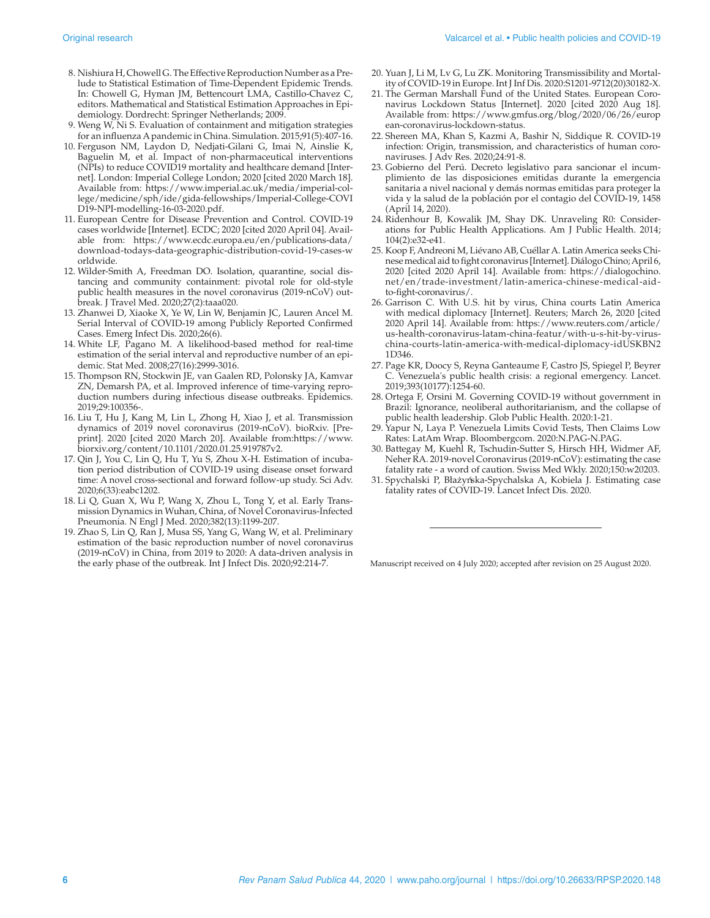8. Nishiura H, Chowell G. The Effective Reproduction Number as a Prelude to Statistical Estimation of Time-Dependent Epidemic Trends. In: Chowell G, Hyman JM, Bettencourt LMA, Castillo-Chavez C, editors. Mathematical and Statistical Estimation Approaches in Epidemiology. Dordrecht: Springer Netherlands; 2009.
9. Weng W, Ni S. Evaluation of containment and mitigation strategies for an influenza A pandemic in China. Simulation. 2015;91(5):407-16.
10. Ferguson NM, Laydon D, Nedjati-Gilani G, Imai N, Ainslie K, Baguelin M, et al. Impact of non-pharmaceutical interventions (NPIs) to reduce COVID19 mortality and healthcare demand [Internet]. London: Imperial College London; 2020 [cited 2020 March 18]. Available from: https://www.imperial.ac.uk/media/imperial-college/medicine/sph/ide/gida-fellowships/Imperial-College-COVID19-NPI-modelling-16-03-2020.pdf.
11. European Centre for Disease Prevention and Control. COVID-19 cases worldwide [Internet]. ECDC; 2020 [cited 2020 April 04]. Available from: https://www.ecdc.europa.eu/en/publications-data/download-todays-data-geographic-distribution-covid-19-cases-worldwide.
12. Wilder-Smith A, Freedman DO. Isolation, quarantine, social distancing and community containment: pivotal role for old-style public health measures in the novel coronavirus (2019-nCoV) outbreak. J Travel Med. 2020;27(2):taaa020.
13. Zhanwei D, Xiaoke X, Ye W, Lin W, Benjamin JC, Lauren Ancel M. Serial Interval of COVID-19 among Publicly Reported Confirmed Cases. Emerg Infect Dis. 2020;26(6).
14. White LF, Pagano M. A likelihood-based method for real-time estimation of the serial interval and reproductive number of an epidemic. Stat Med. 2008;27(16):2999-3016.
15. Thompson RN, Stockwin JE, van Gaalen RD, Polonsky JA, Kamvar ZN, Demarsh PA, et al. Improved inference of time-varying reproduction numbers during infectious disease outbreaks. Epidemics. 2019;29:100356-.
16. Liu T, Hu J, Kang M, Lin L, Zhong H, Xiao J, et al. Transmission dynamics of 2019 novel coronavirus (2019-nCoV). bioRxiv. [Preprint]. 2020 [cited 2020 March 20]. Available from:https://www.biorxiv.org/content/10.1101/2020.01.25.919787v2.
17. Qin J, You C, Lin Q, Hu T, Yu S, Zhou X-H. Estimation of incubation period distribution of COVID-19 using disease onset forward time: A novel cross-sectional and forward follow-up study. Sci Adv. 2020;6(33):eabc1202.
18. Li Q, Guan X, Wu P, Wang X, Zhou L, Tong Y, et al. Early Transmission Dynamics in Wuhan, China, of Novel Coronavirus-Infected Pneumonia. N Engl J Med. 2020;382(13):1199-207.
19. Zhao S, Lin Q, Ran J, Musa SS, Yang G, Wang W, et al. Preliminary estimation of the basic reproduction number of novel coronavirus (2019-nCoV) in China, from 2019 to 2020: A data-driven analysis in the early phase of the outbreak. Int J Infect Dis. 2020;92:214-7.
20. Yuan J, Li M, Lv G, Lu ZK. Monitoring Transmissibility and Mortality of COVID-19 in Europe. Int J Inf Dis. 2020:S1201-9712(20)30182-X.
21. The German Marshall Fund of the United States. European Coronavirus Lockdown Status [Internet]. 2020 [cited 2020 Aug 18]. Available from: https://www.gmfus.org/blog/2020/06/26/european-coronavirus-lockdown-status.
22. Shereen MA, Khan S, Kazmi A, Bashir N, Siddique R. COVID-19 infection: Origin, transmission, and characteristics of human coronaviruses. J Adv Res. 2020;24:91-8.
23. Gobierno del Perú. Decreto legislativo para sancionar el incumplimiento de las disposiciones emitidas durante la emergencia sanitaria a nivel nacional y demás normas emitidas para proteger la vida y la salud de la población por el contagio del COVID-19, 1458 (April 14, 2020).
24. Ridenhour B, Kowalik JM, Shay DK. Unraveling R0: Considerations for Public Health Applications. Am J Public Health. 2014;104(2):e32-e41.
25. Koop F, Andreoni M, Liévano AB, Cuéllar A. Latin America seeks Chinese medical aid to fight coronavirus [Internet]. Diálogo Chino; April 6, 2020 [cited 2020 April 14]. Available from: https://dialogochino.net/en/trade-investment/latin-america-chinese-medical-aid-to-fight-coronavirus/.
26. Garrison C. With U.S. hit by virus, China courts Latin America with medical diplomacy [Internet]. Reuters; March 26, 2020 [cited 2020 April 14]. Available from: https://www.reuters.com/article/us-health-coronavirus-latam-china-featur/with-u-s-hit-by-virus-china-courts-latin-america-with-medical-diplomacy-idUSKBN21D346.
27. Page KR, Doocy S, Reyna Ganteaume F, Castro JS, Spiegel P, Beyrer C. Venezuela's public health crisis: a regional emergency. Lancet. 2019;393(10177):1254-60.
28. Ortega F, Orsini M. Governing COVID-19 without government in Brazil: Ignorance, neoliberal authoritarianism, and the collapse of public health leadership. Glob Public Health. 2020:1-21.
29. Yapur N, Laya P. Venezuela Limits Covid Tests, Then Claims Low Rates: LatAm Wrap. Bloombergcom. 2020:N.PAG-N.PAG.
30. Battegay M, Kuehl R, Tschudin-Sutter S, Hirsch HH, Widmer AF, Neher RA. 2019-novel Coronavirus (2019-nCoV): estimating the case fatality rate - a word of caution. Swiss Med Wkly. 2020;150:w20203.
31. Spychalski P, Błażyńska-Spychalska A, Kobiela J. Estimating case fatality rates of COVID-19. Lancet Infect Dis. 2020.

---

Manuscript received on 4 July 2020; accepted after revision on 25 August 2020.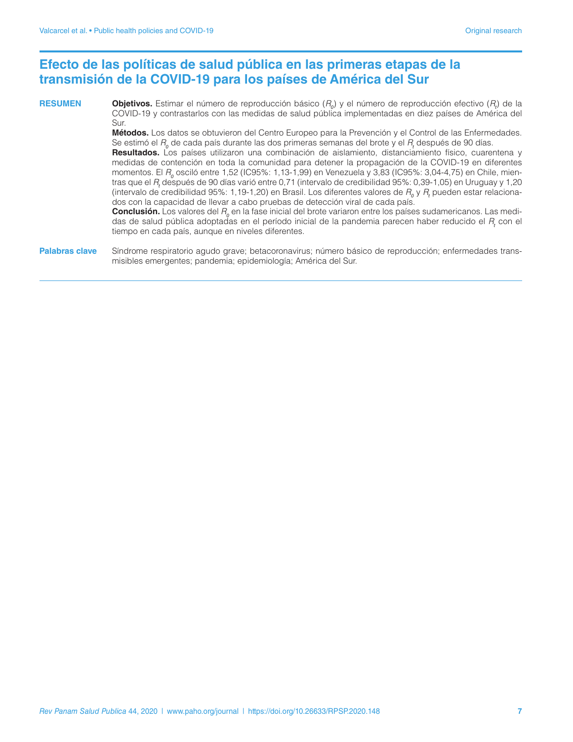# Efecto de las políticas de salud pública en las primeras etapas de la transmisión de la COVID-19 para los países de América del Sur

**RESUMEN**

**Objetivos.** Estimar el número de reproducción básico ($R_0$) y el número de reproducción efectivo ($R_t$) de la COVID-19 y contrastarlos con las medidas de salud pública implementadas en diez países de América del Sur.

**Métodos.** Los datos se obtuvieron del Centro Europeo para la Prevención y el Control de las Enfermedades. Se estimó el $R_0$ de cada país durante las dos primeras semanas del brote y el $R_t$ después de 90 días.

**Resultados.** Los países utilizaron una combinación de aislamiento, distanciamiento físico, cuarentena y medidas de contención en toda la comunidad para detener la propagación de la COVID-19 en diferentes momentos. El $R_0$ osciló entre 1,52 (IC95%: 1,13-1,99) en Venezuela y 3,83 (IC95%: 3,04-4,75) en Chile, mientras que el $R_t$ después de 90 días varió entre 0,71 (intervalo de credibilidad 95%: 0,39-1,05) en Uruguay y 1,20 (intervalo de credibilidad 95%: 1,19-1,20) en Brasil. Los diferentes valores de $R_0$ y $R_t$ pueden estar relacionados con la capacidad de llevar a cabo pruebas de detección viral de cada país.

**Conclusión.** Los valores del $R_0$ en la fase inicial del brote variaron entre los países sudamericanos. Las medidas de salud pública adoptadas en el período inicial de la pandemia parecen haber reducido el $R_t$ con el tiempo en cada país, aunque en niveles diferentes.

**Palabras clave** Síndrome respiratorio agudo grave; betacoronavirus; número básico de reproducción; enfermedades transmisibles emergentes; pandemia; epidemiología; América del Sur.